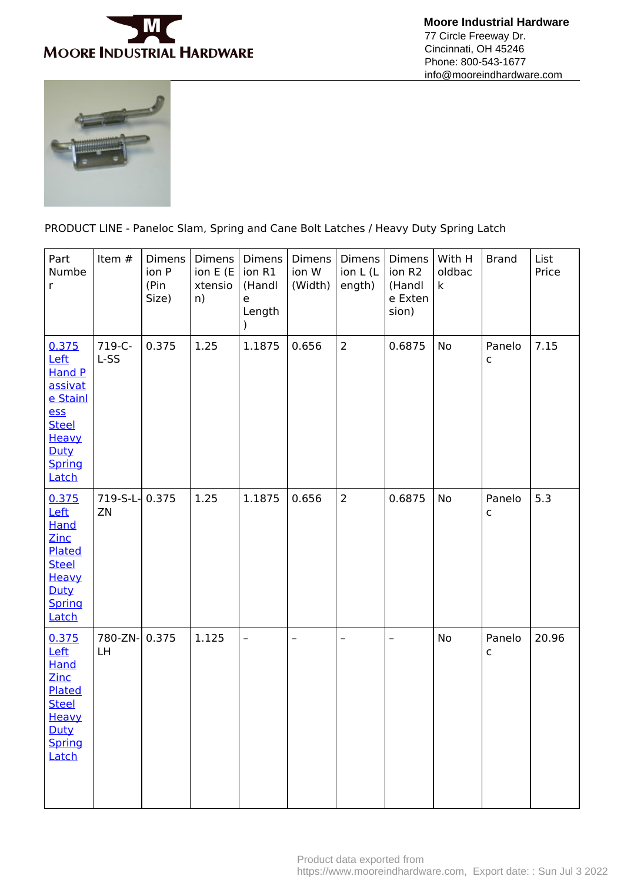**Moore Industrial Hardware**
77 Circle Freeway Dr.
Cincinnati, OH 45246
Phone: 800-543-1677
info@mooreindhardware.com

PRODUCT LINE - Paneloc Slam, Spring and Cane Bolt Latches / Heavy Duty Spring Latch

| Part Number | Item # | Dimension P (Pin Size) | Dimension E (Extension) | Dimension R1 (Handle Length) | Dimension W (Width) | Dimension L (Length) | Dimension R2 (Handle Extension) | With Holdback | Brand | List Price |
|---|---|---|---|---|---|---|---|---|---|---|
| 0.375 Left Hand Passivate Stainless Steel Heavy Duty Spring Latch | 719-C-L-SS | 0.375 | 1.25 | 1.1875 | 0.656 | 2 | 0.6875 | No | Paneloc | 7.15 |
| 0.375 Left Hand Zinc Plated Steel Heavy Duty Spring Latch | 719-S-L-ZN | 0.375 | 1.25 | 1.1875 | 0.656 | 2 | 0.6875 | No | Paneloc | 5.3 |
| 0.375 Left Hand Zinc Plated Steel Heavy Duty Spring Latch | 780-ZN-LH | 0.375 | 1.125 | – | – | – | – | No | Paneloc | 20.96 |

Product data exported from https://www.mooreindhardware.com, Export date: : Sun Jul 3 2022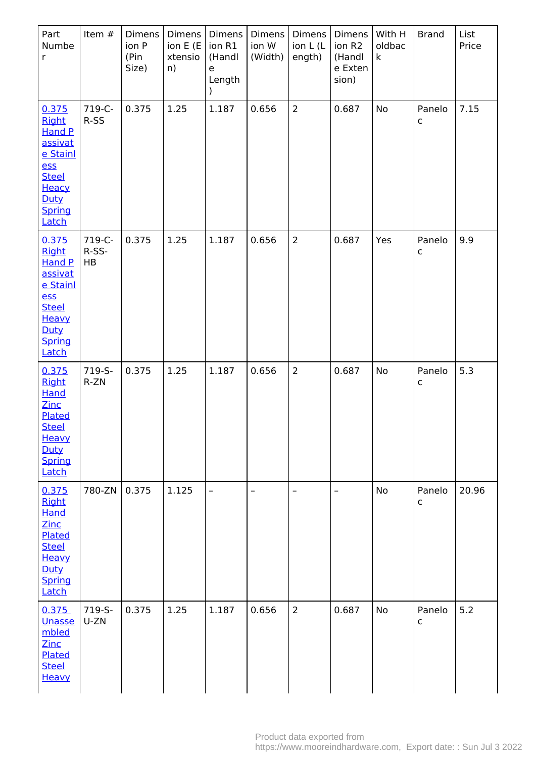| Part Number | Item # | Dimension P (Pin Size) | Dimension E (Extension) | Dimension R1 (Handle Length) | Dimension W (Width) | Dimension L (Length) | Dimension R2 (Handle Extension) | With Holdback | Brand | List Price |
|---|---|---|---|---|---|---|---|---|---|---|
| [0.375 Right Hand Passivate Stainless Steel Heacy Duty Spring Latch]() | 719-C-R-SS | 0.375 | 1.25 | 1.187 | 0.656 | 2 | 0.687 | No | Paneloc | 7.15 |
| [0.375 Right Hand Passivate Stainless Steel Heavy Duty Spring Latch]() | 719-C-R-SS-HB | 0.375 | 1.25 | 1.187 | 0.656 | 2 | 0.687 | Yes | Paneloc | 9.9 |
| [0.375 Right Hand Zinc Plated Steel Heavy Duty Spring Latch]() | 719-S-R-ZN | 0.375 | 1.25 | 1.187 | 0.656 | 2 | 0.687 | No | Paneloc | 5.3 |
| [0.375 Right Hand Zinc Plated Steel Heavy Duty Spring Latch]() | 780-ZN | 0.375 | 1.125 | – | – | – | – | No | Paneloc | 20.96 |
| [0.375 Unassembled Zinc Plated Steel Heavy]() | 719-S-U-ZN | 0.375 | 1.25 | 1.187 | 0.656 | 2 | 0.687 | No | Paneloc | 5.2 |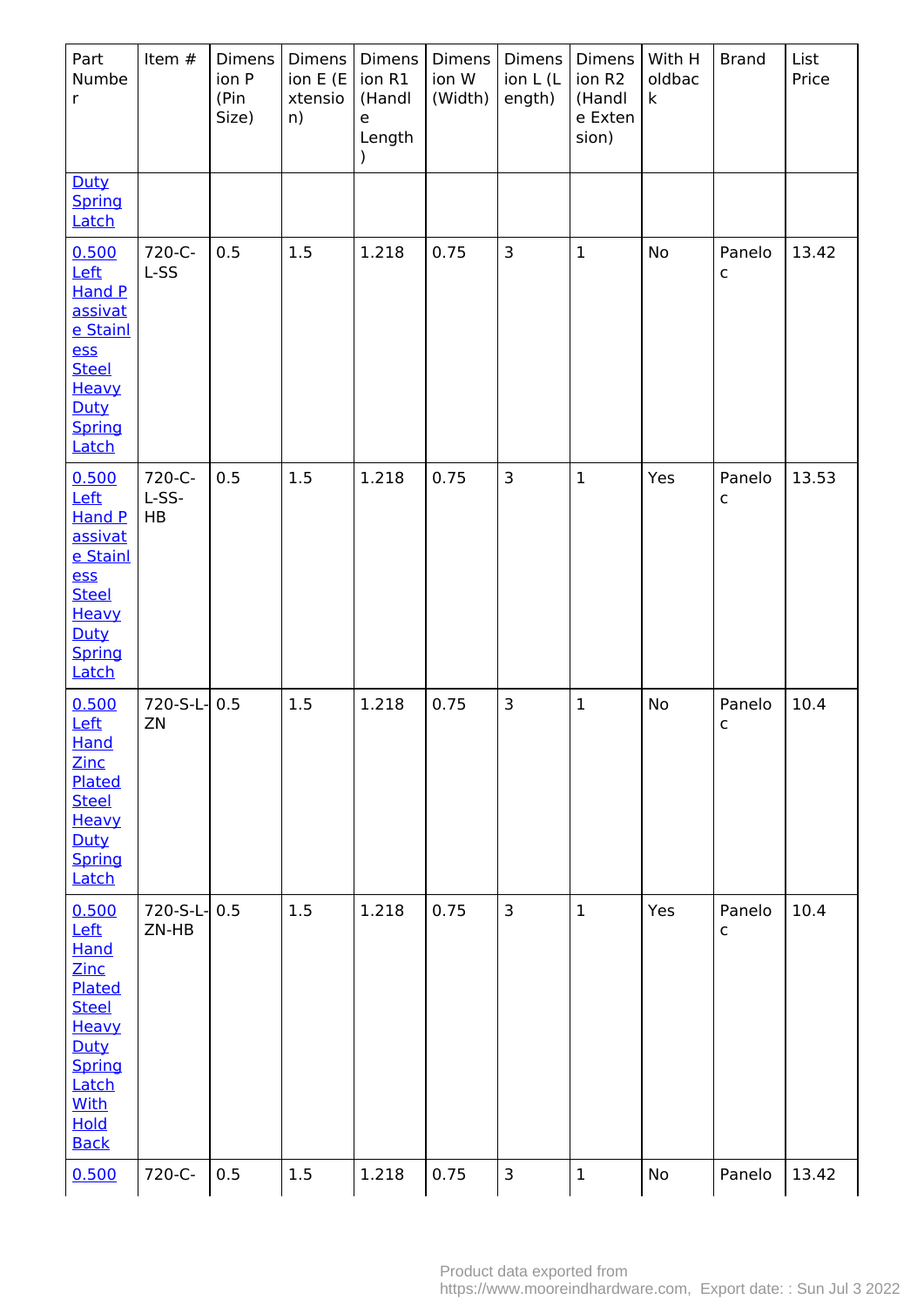| Part Number | Item # | Dimension P (Pin Size) | Dimension E (Extension) | Dimension R1 (Handle Length) | Dimension W (Width) | Dimension L (Length) | Dimension R2 (Handle Extension) | With Holdback | Brand | List Price |
|---|---|---|---|---|---|---|---|---|---|---|
| Duty Spring Latch | | | | | | | | | | |
| 0.500 Left Hand Passivate Stainless Steel Heavy Duty Spring Latch | 720-C-L-SS | 0.5 | 1.5 | 1.218 | 0.75 | 3 | 1 | No | Paneloc | 13.42 |
| 0.500 Left Hand Passivate Stainless Steel Heavy Duty Spring Latch | 720-C-L-SS-HB | 0.5 | 1.5 | 1.218 | 0.75 | 3 | 1 | Yes | Paneloc | 13.53 |
| 0.500 Left Hand Zinc Plated Steel Heavy Duty Spring Latch | 720-S-L-ZN | 0.5 | 1.5 | 1.218 | 0.75 | 3 | 1 | No | Paneloc | 10.4 |
| 0.500 Left Hand Zinc Plated Steel Heavy Duty Spring Latch With Hold Back | 720-S-L-ZN-HB | 0.5 | 1.5 | 1.218 | 0.75 | 3 | 1 | Yes | Paneloc | 10.4 |
| 0.500 | 720-C- | 0.5 | 1.5 | 1.218 | 0.75 | 3 | 1 | No | Panelo | 13.42 |

Product data exported from https://www.mooreindhardware.com, Export date: : Sun Jul 3 2022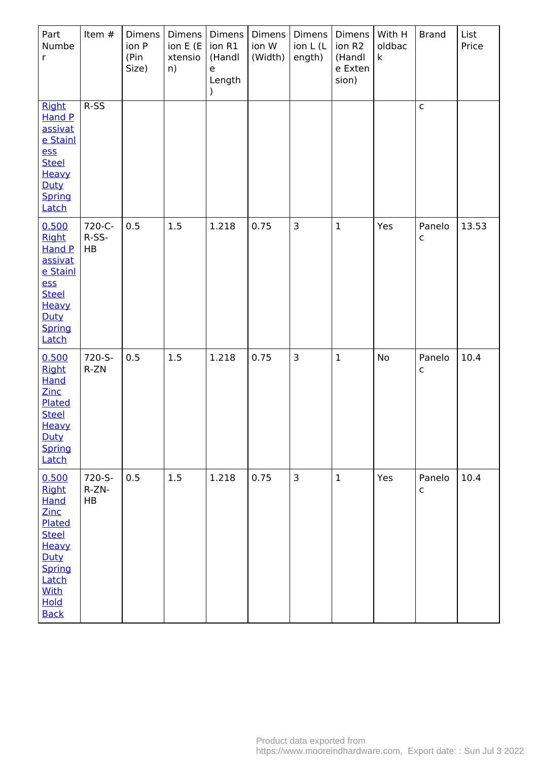| Part Number | Item # | Dimension P (Pin Size) | Dimension E (Extension) | Dimension R1 (Handle Length) | Dimension W (Width) | Dimension L (Length) | Dimension R2 (Handle Extension) | With Holdback | Brand | List Price |
|---|---|---|---|---|---|---|---|---|---|---|
| Right Hand Passivate Stainless Steel Heavy Duty Spring Latch | R-SS | | | | | | | | c | |
| 0.500 Right Hand Passivate Stainless Steel Heavy Duty Spring Latch | 720-C-R-SS-HB | 0.5 | 1.5 | 1.218 | 0.75 | 3 | 1 | Yes | Panelo c | 13.53 |
| 0.500 Right Hand Zinc Plated Steel Heavy Duty Spring Latch | 720-S-R-ZN | 0.5 | 1.5 | 1.218 | 0.75 | 3 | 1 | No | Panelo c | 10.4 |
| 0.500 Right Hand Zinc Plated Steel Heavy Duty Spring Latch With Hold Back | 720-S-R-ZN-HB | 0.5 | 1.5 | 1.218 | 0.75 | 3 | 1 | Yes | Panelo c | 10.4 |

Product data exported from https://www.mooreindhardware.com, Export date: : Sun Jul 3 2022